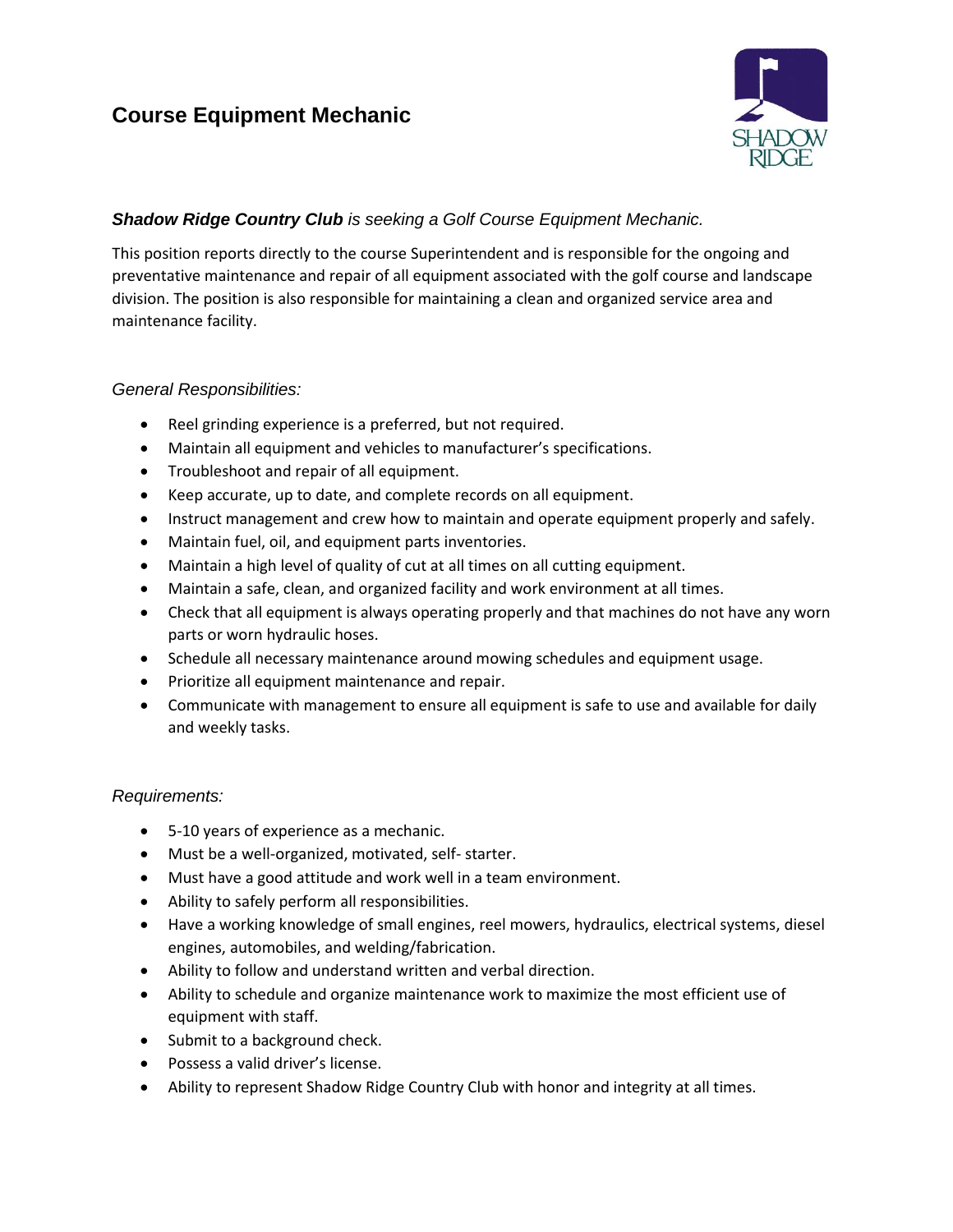# Course Equipment Mechanic

***Shadow Ridge Country Club** is seeking a Golf Course Equipment Mechanic.*

This position reports directly to the course Superintendent and is responsible for the ongoing and preventative maintenance and repair of all equipment associated with the golf course and landscape division. The position is also responsible for maintaining a clean and organized service area and maintenance facility.

*General Responsibilities:*

- Reel grinding experience is a preferred, but not required.
- Maintain all equipment and vehicles to manufacturer's specifications.
- Troubleshoot and repair of all equipment.
- Keep accurate, up to date, and complete records on all equipment.
- Instruct management and crew how to maintain and operate equipment properly and safely.
- Maintain fuel, oil, and equipment parts inventories.
- Maintain a high level of quality of cut at all times on all cutting equipment.
- Maintain a safe, clean, and organized facility and work environment at all times.
- Check that all equipment is always operating properly and that machines do not have any worn parts or worn hydraulic hoses.
- Schedule all necessary maintenance around mowing schedules and equipment usage.
- Prioritize all equipment maintenance and repair.
- Communicate with management to ensure all equipment is safe to use and available for daily and weekly tasks.

*Requirements:*

- 5-10 years of experience as a mechanic.
- Must be a well-organized, motivated, self- starter.
- Must have a good attitude and work well in a team environment.
- Ability to safely perform all responsibilities.
- Have a working knowledge of small engines, reel mowers, hydraulics, electrical systems, diesel engines, automobiles, and welding/fabrication.
- Ability to follow and understand written and verbal direction.
- Ability to schedule and organize maintenance work to maximize the most efficient use of equipment with staff.
- Submit to a background check.
- Possess a valid driver's license.
- Ability to represent Shadow Ridge Country Club with honor and integrity at all times.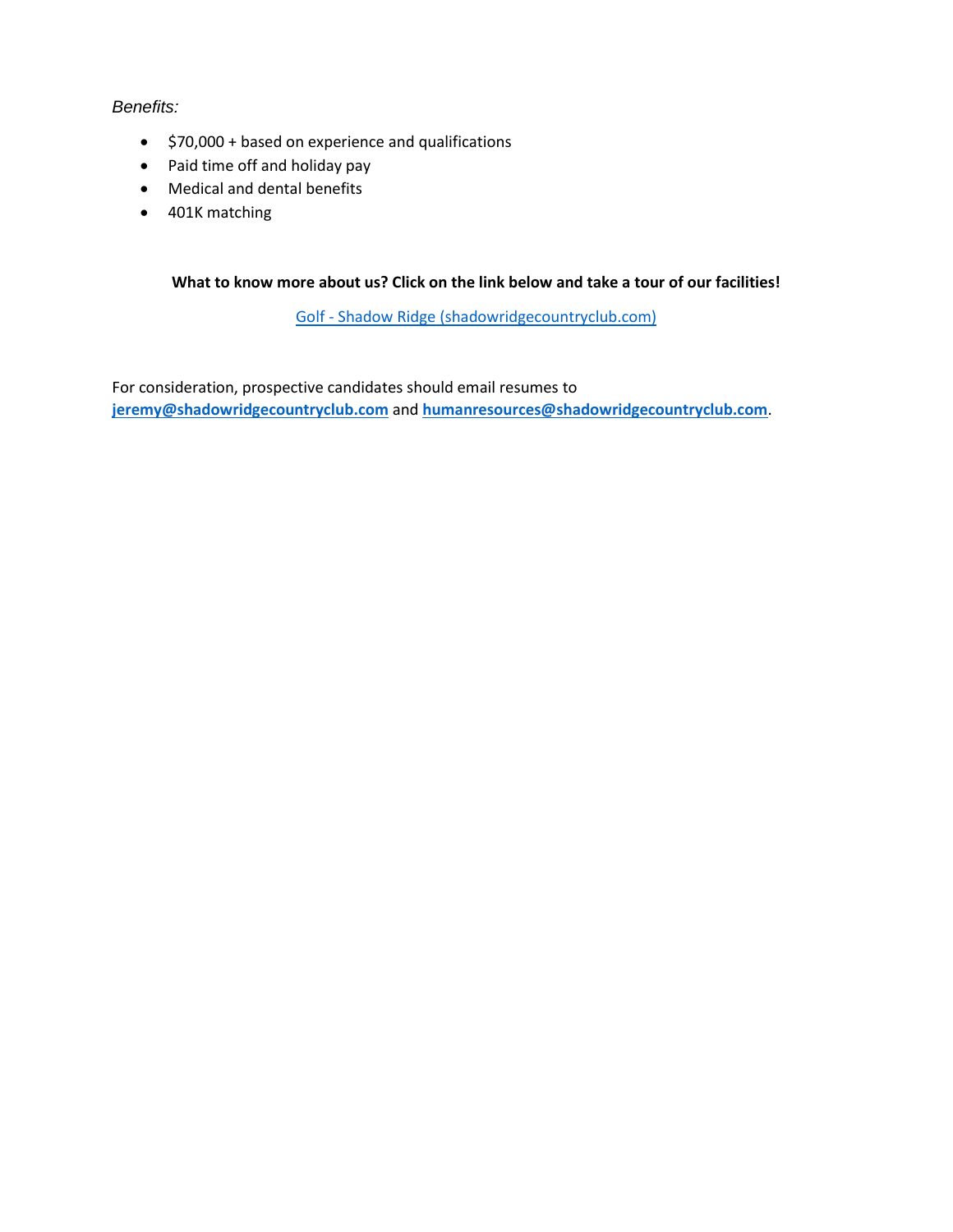*Benefits:*

- $70,000 + based on experience and qualifications
- Paid time off and holiday pay
- Medical and dental benefits
- 401K matching

**What to know more about us? Click on the link below and take a tour of our facilities!**

[Golf - Shadow Ridge (shadowridgecountryclub.com)](shadowridgecountryclub.com)

For consideration, prospective candidates should email resumes to **jeremy@shadowridgecountryclub.com** and **humanresources@shadowridgecountryclub.com**.